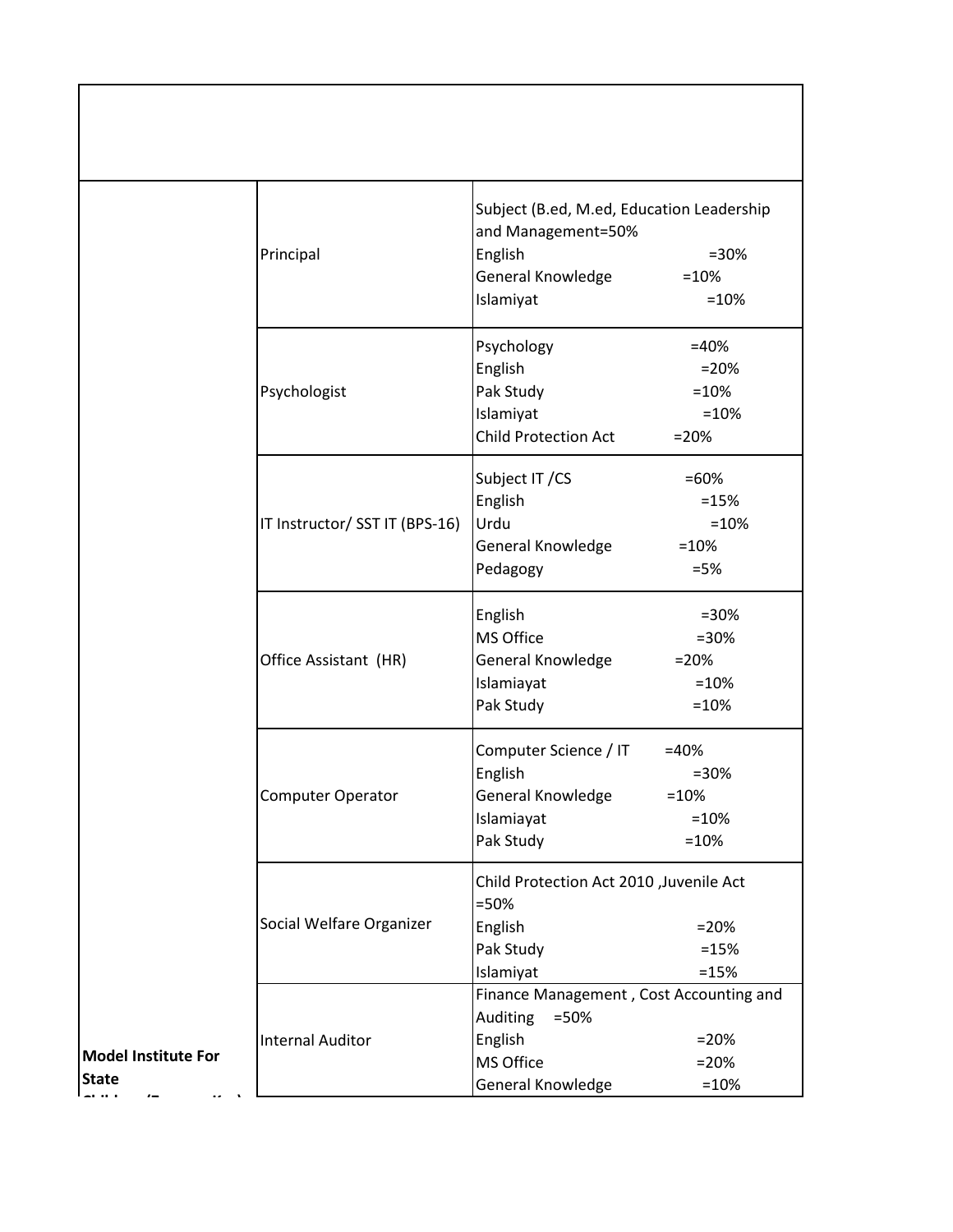| | | |
|---|---|---|
| | Principal | Subject (B.ed, M.ed, Education Leadership and Management=50%<br>English =30%<br>General Knowledge =10%<br>Islamiyat =10% |
| | Psychologist | Psychology =40%<br>English =20%<br>Pak Study =10%<br>Islamiyat =10%<br>Child Protection Act =20% |
| | IT Instructor/ SST IT (BPS-16) | Subject IT /CS =60%<br>English =15%<br>Urdu =10%<br>General Knowledge =10%<br>Pedagogy =5% |
| | Office Assistant (HR) | English =30%<br>MS Office =30%<br>General Knowledge =20%<br>Islamiayat =10%<br>Pak Study =10% |
| | Computer Operator | Computer Science / IT =40%<br>English =30%<br>General Knowledge =10%<br>Islamiayat =10%<br>Pak Study =10% |
| | Social Welfare Organizer | Child Protection Act 2010 ,Juvenile Act =50%<br>English =20%<br>Pak Study =15%<br>Islamiyat =15% |
| **Model Institute For State** | Internal Auditor | Finance Management , Cost Accounting and Auditing =50%<br>English =20%<br>MS Office =20%<br>General Knowledge =10% |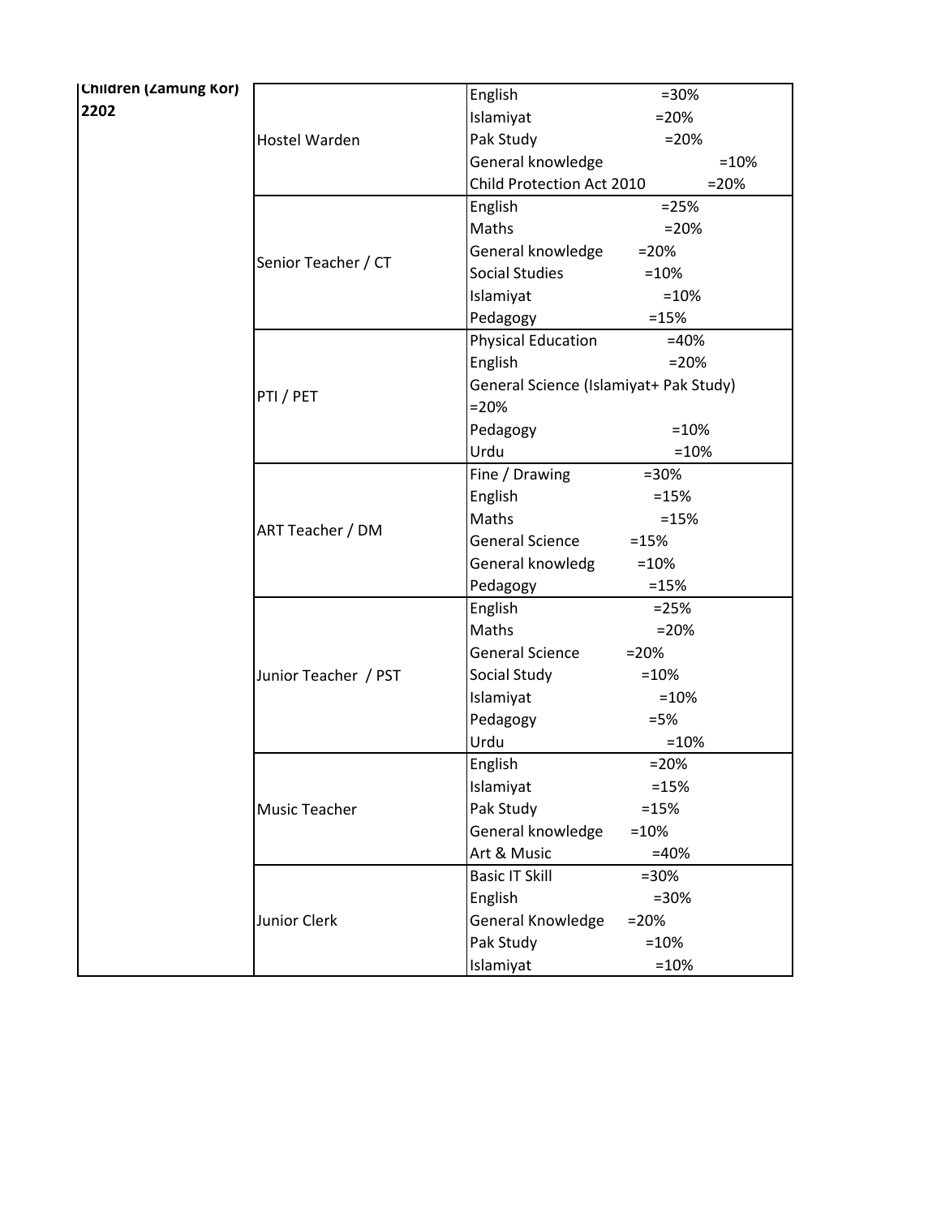| | | |
|---|---|---|
| Children (Zamung Kor) 2202 | Hostel Warden | English =30%<br>Islamiyat =20%<br>Pak Study =20%<br>General knowledge =10%<br>Child Protection Act 2010 =20% |
| | Senior Teacher / CT | English =25%<br>Maths =20%<br>General knowledge =20%<br>Social Studies =10%<br>Islamiyat =10%<br>Pedagogy =15% |
| | PTI / PET | Physical Education =40%<br>English =20%<br>General Science (Islamiyat+ Pak Study) =20%<br>Pedagogy =10%<br>Urdu =10% |
| | ART Teacher / DM | Fine / Drawing =30%<br>English =15%<br>Maths =15%<br>General Science =15%<br>General knowledg =10%<br>Pedagogy =15% |
| | Junior Teacher / PST | English =25%<br>Maths =20%<br>General Science =20%<br>Social Study =10%<br>Islamiyat =10%<br>Pedagogy =5%<br>Urdu =10% |
| | Music Teacher | English =20%<br>Islamiyat =15%<br>Pak Study =15%<br>General knowledge =10%<br>Art & Music =40% |
| | Junior Clerk | Basic IT Skill =30%<br>English =30%<br>General Knowledge =20%<br>Pak Study =10%<br>Islamiyat =10% |